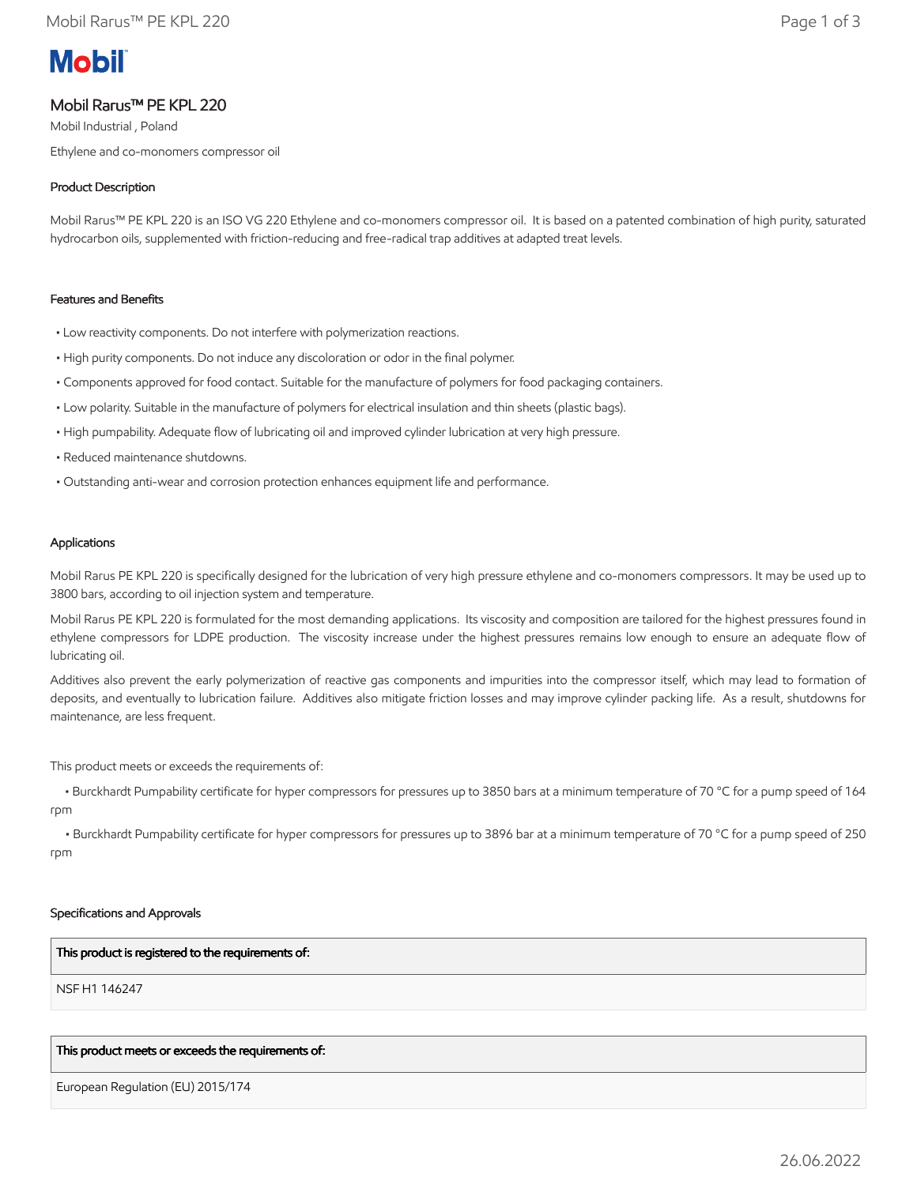# Mobil Rarus™ PE KPL 220

Mobil Industrial , Poland

Ethylene and co-monomers compressor oil

## Product Description

Mobil Rarus™ PE KPL 220 is an ISO VG 220 Ethylene and co-monomers compressor oil. It is based on a patented combination of high purity, saturated hydrocarbon oils, supplemented with friction-reducing and free-radical trap additives at adapted treat levels.

## Features and Benefits

- Low reactivity components. Do not interfere with polymerization reactions.
- High purity components. Do not induce any discoloration or odor in the final polymer.
- Components approved for food contact. Suitable for the manufacture of polymers for food packaging containers.
- Low polarity. Suitable in the manufacture of polymers for electrical insulation and thin sheets (plastic bags).
- High pumpability. Adequate flow of lubricating oil and improved cylinder lubrication at very high pressure.
- Reduced maintenance shutdowns.
- Outstanding anti-wear and corrosion protection enhances equipment life and performance.

## Applications

Mobil Rarus PE KPL 220 is specifically designed for the lubrication of very high pressure ethylene and co-monomers compressors. It may be used up to 3800 bars, according to oil injection system and temperature.

Mobil Rarus PE KPL 220 is formulated for the most demanding applications. Its viscosity and composition are tailored for the highest pressures found in ethylene compressors for LDPE production. The viscosity increase under the highest pressures remains low enough to ensure an adequate flow of lubricating oil.

Additives also prevent the early polymerization of reactive gas components and impurities into the compressor itself, which may lead to formation of deposits, and eventually to lubrication failure. Additives also mitigate friction losses and may improve cylinder packing life. As a result, shutdowns for maintenance, are less frequent.

This product meets or exceeds the requirements of:

- Burckhardt Pumpability certificate for hyper compressors for pressures up to 3850 bars at a minimum temperature of 70 °C for a pump speed of 164 rpm
- Burckhardt Pumpability certificate for hyper compressors for pressures up to 3896 bar at a minimum temperature of 70 °C for a pump speed of 250 rpm

## Specifications and Approvals

| This product is registered to the requirements of: |
| --- |
| NSF H1 146247 |

| This product meets or exceeds the requirements of: |
| --- |
| European Regulation (EU) 2015/174 |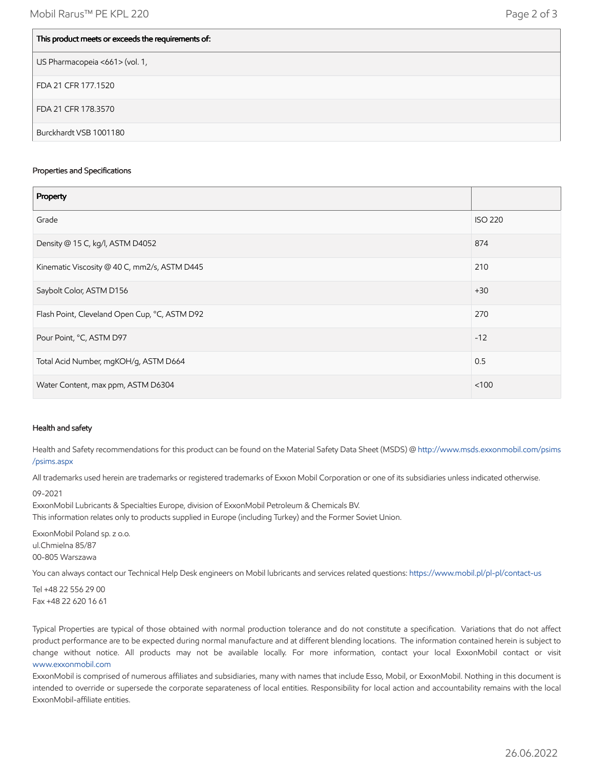| This product meets or exceeds the requirements of: |
|---|
| US Pharmacopeia <661> (vol. 1, |
| FDA 21 CFR 177.1520 |
| FDA 21 CFR 178.3570 |
| Burckhardt VSB 1001180 |

### Properties and Specifications

| Property | |
|---|---|
| Grade | ISO 220 |
| Density @ 15 C, kg/l, ASTM D4052 | 874 |
| Kinematic Viscosity @ 40 C, mm2/s, ASTM D445 | 210 |
| Saybolt Color, ASTM D156 | +30 |
| Flash Point, Cleveland Open Cup, °C, ASTM D92 | 270 |
| Pour Point, °C, ASTM D97 | -12 |
| Total Acid Number, mgKOH/g, ASTM D664 | 0.5 |
| Water Content, max ppm, ASTM D6304 | <100 |

### Health and safety

Health and Safety recommendations for this product can be found on the Material Safety Data Sheet (MSDS) @ http://www.msds.exxonmobil.com/psims/psims.aspx

All trademarks used herein are trademarks or registered trademarks of Exxon Mobil Corporation or one of its subsidiaries unless indicated otherwise.

09-2021
ExxonMobil Lubricants & Specialties Europe, division of ExxonMobil Petroleum & Chemicals BV.
This information relates only to products supplied in Europe (including Turkey) and the Former Soviet Union.

ExxonMobil Poland sp. z o.o.
ul.Chmielna 85/87
00-805 Warszawa

You can always contact our Technical Help Desk engineers on Mobil lubricants and services related questions: https://www.mobil.pl/pl-pl/contact-us

Tel +48 22 556 29 00
Fax +48 22 620 16 61

Typical Properties are typical of those obtained with normal production tolerance and do not constitute a specification. Variations that do not affect product performance are to be expected during normal manufacture and at different blending locations. The information contained herein is subject to change without notice. All products may not be available locally. For more information, contact your local ExxonMobil contact or visit www.exxonmobil.com
ExxonMobil is comprised of numerous affiliates and subsidiaries, many with names that include Esso, Mobil, or ExxonMobil. Nothing in this document is intended to override or supersede the corporate separateness of local entities. Responsibility for local action and accountability remains with the local ExxonMobil-affiliate entities.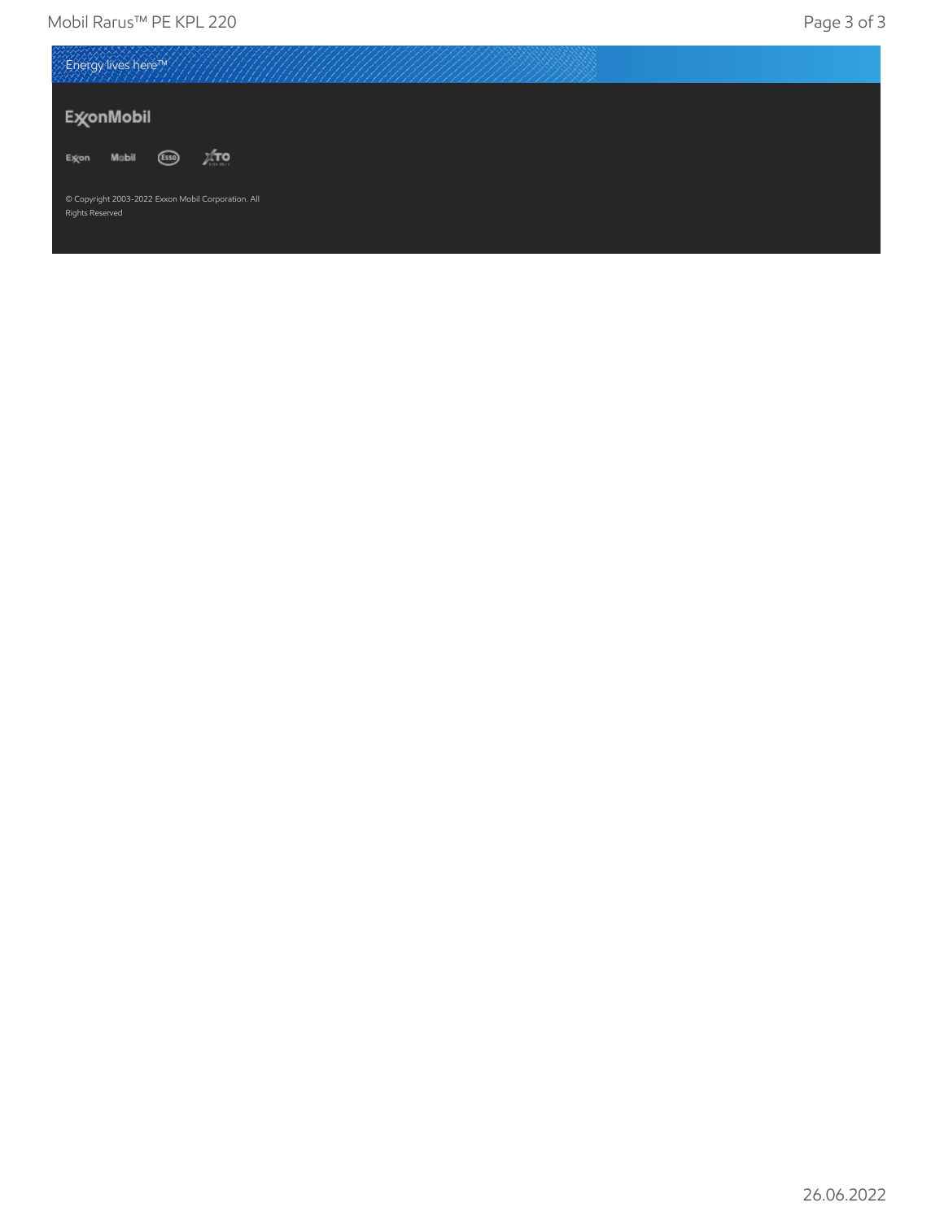Energy lives here™

ExxonMobil

Exxon Mobil Esso XTO

© Copyright 2003-2022 Exxon Mobil Corporation. All Rights Reserved